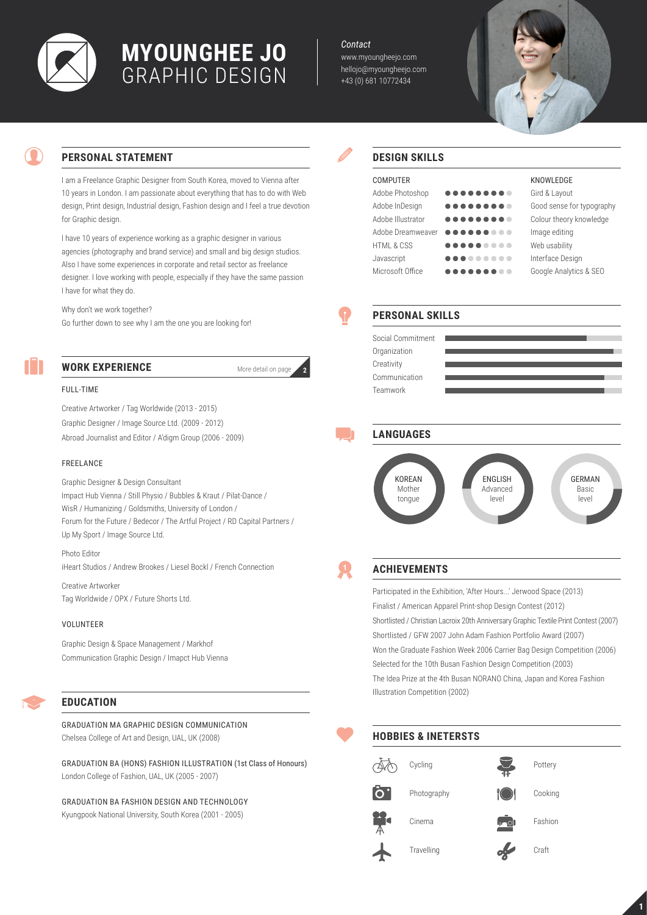# MYOUNGHEE JO
GRAPHIC DESIGN

*Contact*
www.myoungheejo.com
hellojo@myoungheejo.com
+43 (0) 681 10772434

## PERSONAL STATEMENT

I am a Freelance Graphic Designer from South Korea, moved to Vienna after 10 years in London. I am passionate about everything that has to do with Web design, Print design, Industrial design, Fashion design and I feel a true devotion for Graphic design.

I have 10 years of experience working as a graphic designer in various agencies (photography and brand service) and small and big design studios. Also I have some experiences in corporate and retail sector as freelance designer. I love working with people, especially if they have the same passion I have for what they do.

Why don't we work together?
Go further down to see why I am the one you are looking for!

## WORK EXPERIENCE

More detail on page 2

### FULL-TIME

Creative Artworker / Tag Worldwide (2013 - 2015)
Graphic Designer / Image Source Ltd. (2009 - 2012)
Abroad Journalist and Editor / A'digm Group (2006 - 2009)

### FREELANCE

Graphic Designer & Design Consultant
Impact Hub Vienna / Still Physio / Bubbles & Kraut / Pilat-Dance / WisR / Humanizing / Goldsmiths, University of London / Forum for the Future / Bedecor / The Artful Project / RD Capital Partners / Up My Sport / Image Source Ltd.

Photo Editor
iHeart Studios / Andrew Brookes / Liesel Bockl / French Connection

Creative Artworker
Tag Worldwide / OPX / Future Shorts Ltd.

### VOLUNTEER

Graphic Design & Space Management / Markhof
Communication Graphic Design / Imapct Hub Vienna

## EDUCATION

GRADUATION MA GRAPHIC DESIGN COMMUNICATION
Chelsea College of Art and Design, UAL, UK (2008)

GRADUATION BA (HONS) FASHION ILLUSTRATION (1st Class of Honours)
London College of Fashion, UAL, UK (2005 - 2007)

GRADUATION BA FASHION DESIGN AND TECHNOLOGY
Kyungpook National University, South Korea (2001 - 2005)

## DESIGN SKILLS

| COMPUTER | Level (out of 9) |
|---|---|
| Adobe Photoshop | 8 |
| Adobe InDesign | 8 |
| Adobe Illustrator | 8 |
| Adobe Dreamweaver | 6 |
| HTML & CSS | 5 |
| Javascript | 3 |
| Microsoft Office | 7 |

KNOWLEDGE
- Gird & Layout
- Good sense for typography
- Colour theory knowledge
- Image editing
- Web usability
- Interface Design
- Google Analytics & SEO

## PERSONAL SKILLS

- Social Commitment
- Organization
- Creativity
- Communication
- Teamwork

## LANGUAGES

- KOREAN: Mother tongue
- ENGLISH: Advanced level
- GERMAN: Basic level

## ACHIEVEMENTS

Participated in the Exhibition, 'After Hours...' Jerwood Space (2013)
Finalist / American Apparel Print-shop Design Contest (2012)
Shortlisted / Christian Lacroix 20th Anniversary Graphic Textile Print Contest (2007)
Shortlisted / GFW 2007 John Adam Fashion Portfolio Award (2007)
Won the Graduate Fashion Week 2006 Carrier Bag Design Competition (2006)
Selected for the 10th Busan Fashion Design Competition (2003)
The Idea Prize at the 4th Busan NORANO China, Japan and Korea Fashion Illustration Competition (2002)

## HOBBIES & INETERSTS

- Cycling
- Pottery
- Photography
- Cooking
- Cinema
- Fashion
- Travelling
- Craft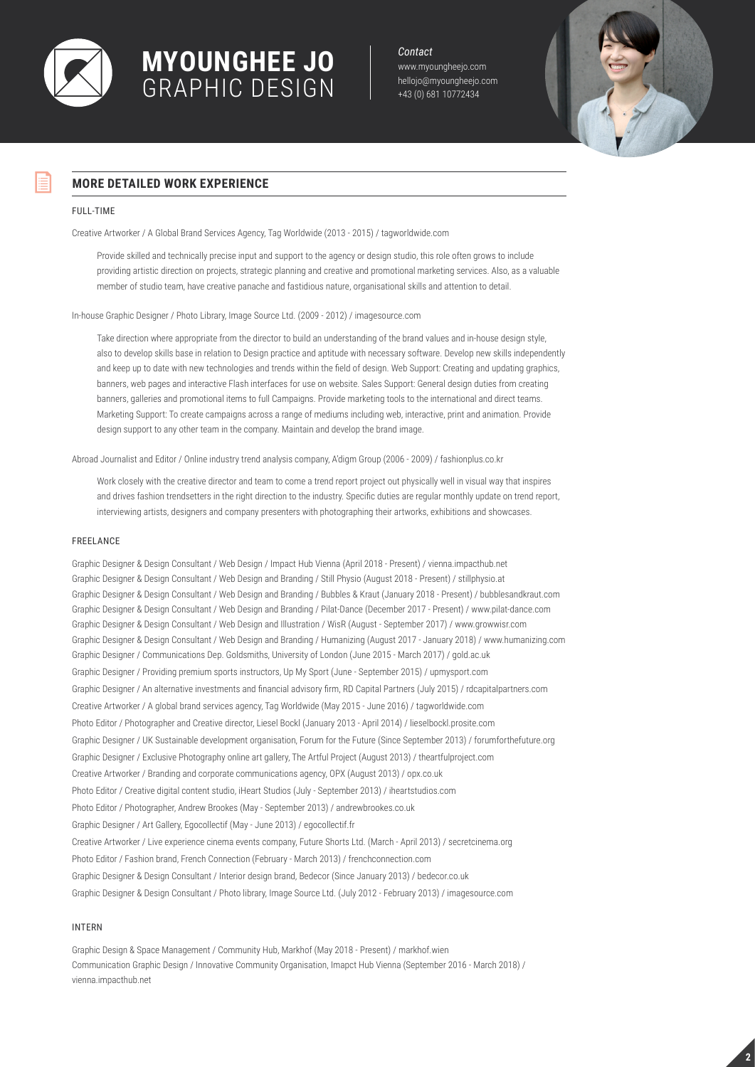# MYOUNGHEE JO
GRAPHIC DESIGN

*Contact*
www.myoungheejo.com
hellojo@myoungheejo.com
+43 (0) 681 10772434

## MORE DETAILED WORK EXPERIENCE

### FULL-TIME

Creative Artworker / A Global Brand Services Agency, Tag Worldwide (2013 - 2015) / tagworldwide.com

> Provide skilled and technically precise input and support to the agency or design studio, this role often grows to include providing artistic direction on projects, strategic planning and creative and promotional marketing services. Also, as a valuable member of studio team, have creative panache and fastidious nature, organisational skills and attention to detail.

In-house Graphic Designer / Photo Library, Image Source Ltd. (2009 - 2012) / imagesource.com

> Take direction where appropriate from the director to build an understanding of the brand values and in-house design style, also to develop skills base in relation to Design practice and aptitude with necessary software. Develop new skills independently and keep up to date with new technologies and trends within the field of design. Web Support: Creating and updating graphics, banners, web pages and interactive Flash interfaces for use on website. Sales Support: General design duties from creating banners, galleries and promotional items to full Campaigns. Provide marketing tools to the international and direct teams. Marketing Support: To create campaigns across a range of mediums including web, interactive, print and animation. Provide design support to any other team in the company. Maintain and develop the brand image.

Abroad Journalist and Editor / Online industry trend analysis company, A'digm Group (2006 - 2009) / fashionplus.co.kr

> Work closely with the creative director and team to come a trend report project out physically well in visual way that inspires and drives fashion trendsetters in the right direction to the industry. Specific duties are regular monthly update on trend report, interviewing artists, designers and company presenters with photographing their artworks, exhibitions and showcases.

### FREELANCE

Graphic Designer & Design Consultant / Web Design / Impact Hub Vienna (April 2018 - Present) / vienna.impacthub.net
Graphic Designer & Design Consultant / Web Design and Branding / Still Physio (August 2018 - Present) / stillphysio.at
Graphic Designer & Design Consultant / Web Design and Branding / Bubbles & Kraut (January 2018 - Present) / bubblesandkraut.com
Graphic Designer & Design Consultant / Web Design and Branding / Pilat-Dance (December 2017 - Present) / www.pilat-dance.com
Graphic Designer & Design Consultant / Web Design and Illustration / WisR (August - September 2017) / www.growwisr.com
Graphic Designer & Design Consultant / Web Design and Branding / Humanizing (August 2017 - January 2018) / www.humanizing.com
Graphic Designer / Communications Dep. Goldsmiths, University of London (June 2015 - March 2017) / gold.ac.uk
Graphic Designer / Providing premium sports instructors, Up My Sport (June - September 2015) / upmysport.com
Graphic Designer / An alternative investments and financial advisory firm, RD Capital Partners (July 2015) / rdcapitalpartners.com
Creative Artworker / A global brand services agency, Tag Worldwide (May 2015 - June 2016) / tagworldwide.com
Photo Editor / Photographer and Creative director, Liesel Bockl (January 2013 - April 2014) / lieselbockl.prosite.com
Graphic Designer / UK Sustainable development organisation, Forum for the Future (Since September 2013) / forumforthefuture.org
Graphic Designer / Exclusive Photography online art gallery, The Artful Project (August 2013) / theartfulproject.com
Creative Artworker / Branding and corporate communications agency, OPX (August 2013) / opx.co.uk
Photo Editor / Creative digital content studio, iHeart Studios (July - September 2013) / iheartstudios.com
Photo Editor / Photographer, Andrew Brookes (May - September 2013) / andrewbrookes.co.uk
Graphic Designer / Art Gallery, Egocollectif (May - June 2013) / egocollectif.fr
Creative Artworker / Live experience cinema events company, Future Shorts Ltd. (March - April 2013) / secretcinema.org
Photo Editor / Fashion brand, French Connection (February - March 2013) / frenchconnection.com
Graphic Designer & Design Consultant / Interior design brand, Bedecor (Since January 2013) / bedecor.co.uk
Graphic Designer & Design Consultant / Photo library, Image Source Ltd. (July 2012 - February 2013) / imagesource.com

### INTERN

Graphic Design & Space Management / Community Hub, Markhof (May 2018 - Present) / markhof.wien
Communication Graphic Design / Innovative Community Organisation, Imapct Hub Vienna (September 2016 - March 2018) / vienna.impacthub.net